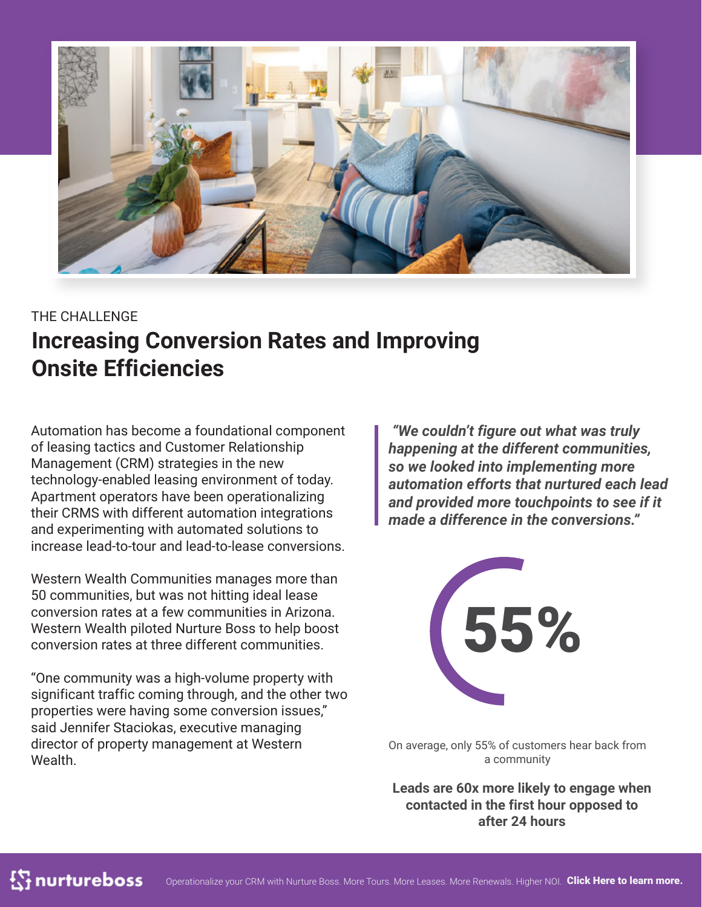THE CHALLENGE

# Increasing Conversion Rates and Improving Onsite Efficiencies

Automation has become a foundational component of leasing tactics and Customer Relationship Management (CRM) strategies in the new technology-enabled leasing environment of today. Apartment operators have been operationalizing their CRMS with different automation integrations and experimenting with automated solutions to increase lead-to-tour and lead-to-lease conversions.

Western Wealth Communities manages more than 50 communities, but was not hitting ideal lease conversion rates at a few communities in Arizona. Western Wealth piloted Nurture Boss to help boost conversion rates at three different communities.

"One community was a high-volume property with significant traffic coming through, and the other two properties were having some conversion issues," said Jennifer Staciokas, executive managing director of property management at Western Wealth.

> ***"We couldn't figure out what was truly happening at the different communities, so we looked into implementing more automation efforts that nurtured each lead and provided more touchpoints to see if it made a difference in the conversions."***

**55%**

On average, only 55% of customers hear back from a community

**Leads are 60x more likely to engage when contacted in the first hour opposed to after 24 hours**

nurtureboss — Operationalize your CRM with Nurture Boss. More Tours. More Leases. More Renewals. Higher NOI. **Click Here to learn more.**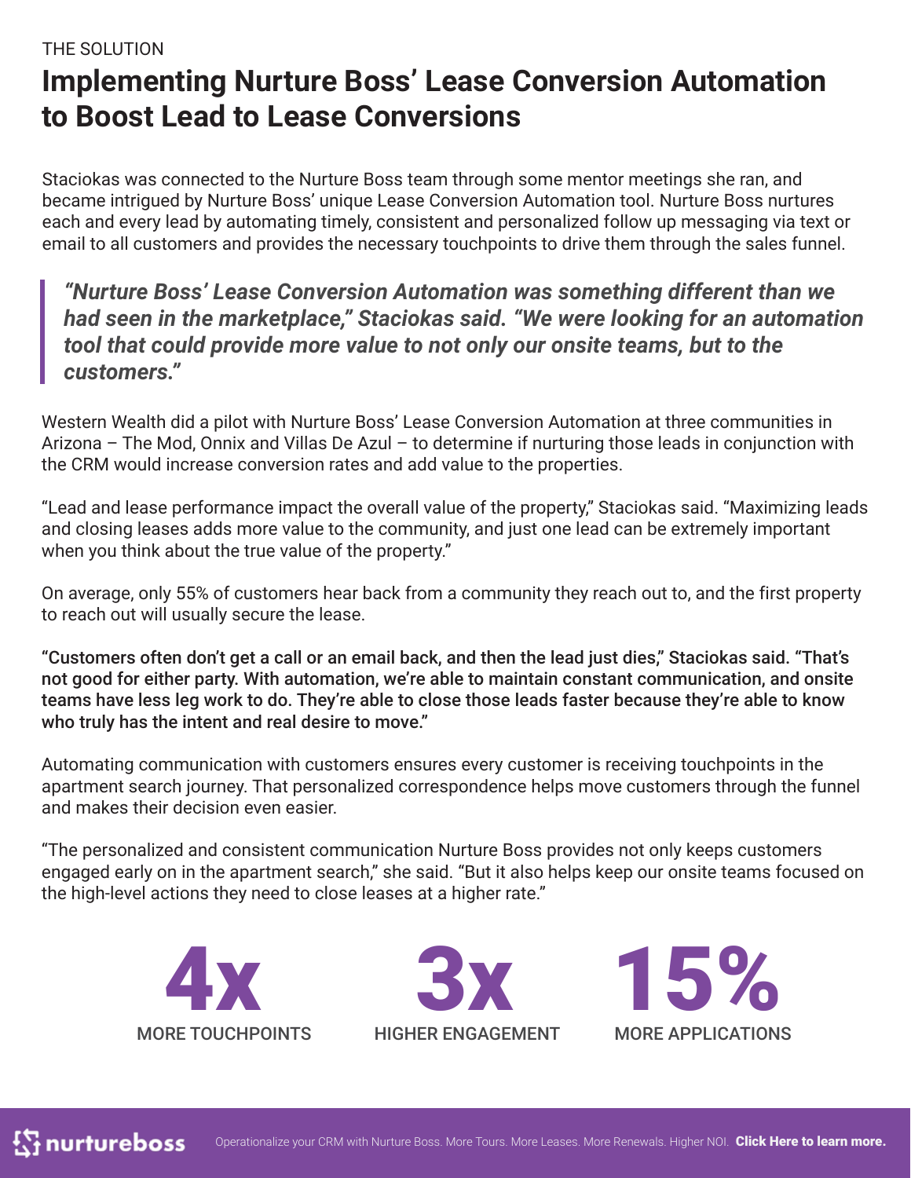THE SOLUTION

# Implementing Nurture Boss' Lease Conversion Automation to Boost Lead to Lease Conversions

Staciokas was connected to the Nurture Boss team through some mentor meetings she ran, and became intrigued by Nurture Boss' unique Lease Conversion Automation tool. Nurture Boss nurtures each and every lead by automating timely, consistent and personalized follow up messaging via text or email to all customers and provides the necessary touchpoints to drive them through the sales funnel.

> ***"Nurture Boss' Lease Conversion Automation was something different than we had seen in the marketplace," Staciokas said. "We were looking for an automation tool that could provide more value to not only our onsite teams, but to the customers."***

Western Wealth did a pilot with Nurture Boss' Lease Conversion Automation at three communities in Arizona – The Mod, Onnix and Villas De Azul – to determine if nurturing those leads in conjunction with the CRM would increase conversion rates and add value to the properties.

"Lead and lease performance impact the overall value of the property," Staciokas said. "Maximizing leads and closing leases adds more value to the community, and just one lead can be extremely important when you think about the true value of the property."

On average, only 55% of customers hear back from a community they reach out to, and the first property to reach out will usually secure the lease.

**"Customers often don't get a call or an email back, and then the lead just dies," Staciokas said. "That's not good for either party. With automation, we're able to maintain constant communication, and onsite teams have less leg work to do. They're able to close those leads faster because they're able to know who truly has the intent and real desire to move."**

Automating communication with customers ensures every customer is receiving touchpoints in the apartment search journey. That personalized correspondence helps move customers through the funnel and makes their decision even easier.

"The personalized and consistent communication Nurture Boss provides not only keeps customers engaged early on in the apartment search," she said. "But it also helps keep our onsite teams focused on the high-level actions they need to close leases at a higher rate."

**4x**
MORE TOUCHPOINTS

**3x**
HIGHER ENGAGEMENT

**15%**
MORE APPLICATIONS

nurtureboss

Operationalize your CRM with Nurture Boss. More Tours. More Leases. More Renewals. Higher NOI. **Click Here to learn more.**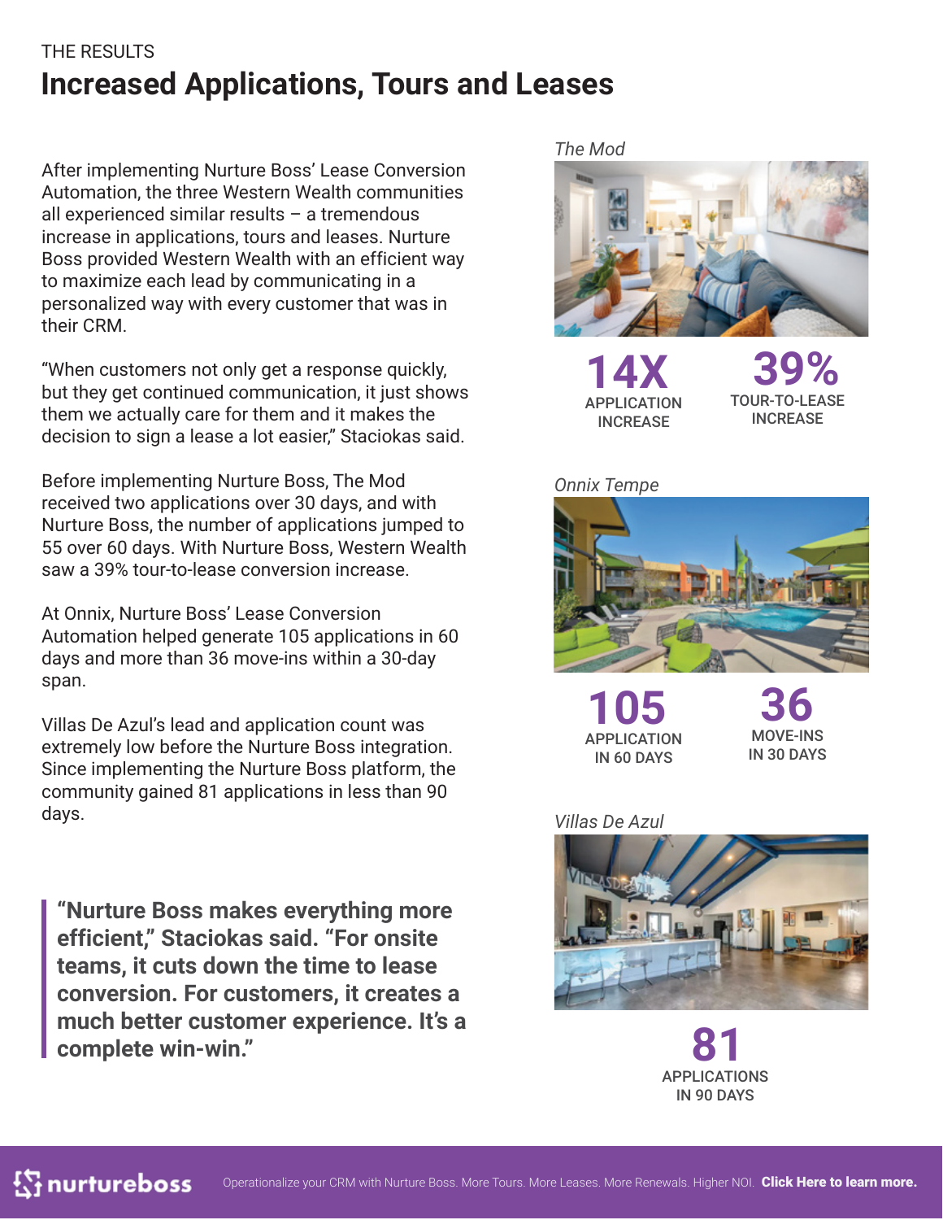THE RESULTS

# Increased Applications, Tours and Leases

After implementing Nurture Boss' Lease Conversion Automation, the three Western Wealth communities all experienced similar results – a tremendous increase in applications, tours and leases. Nurture Boss provided Western Wealth with an efficient way to maximize each lead by communicating in a personalized way with every customer that was in their CRM.

"When customers not only get a response quickly, but they get continued communication, it just shows them we actually care for them and it makes the decision to sign a lease a lot easier," Staciokas said.

Before implementing Nurture Boss, The Mod received two applications over 30 days, and with Nurture Boss, the number of applications jumped to 55 over 60 days. With Nurture Boss, Western Wealth saw a 39% tour-to-lease conversion increase.

At Onnix, Nurture Boss' Lease Conversion Automation helped generate 105 applications in 60 days and more than 36 move-ins within a 30-day span.

Villas De Azul's lead and application count was extremely low before the Nurture Boss integration. Since implementing the Nurture Boss platform, the community gained 81 applications in less than 90 days.

> **"Nurture Boss makes everything more efficient," Staciokas said. "For onsite teams, it cuts down the time to lease conversion. For customers, it creates a much better customer experience. It's a complete win-win."**

*The Mod*

**14X** APPLICATION INCREASE

**39%** TOUR-TO-LEASE INCREASE

*Onnix Tempe*

**105** APPLICATION IN 60 DAYS

**36** MOVE-INS IN 30 DAYS

*Villas De Azul*

**81** APPLICATIONS IN 90 DAYS

nurtureboss — Operationalize your CRM with Nurture Boss. More Tours. More Leases. More Renewals. Higher NOI. **Click Here to learn more.**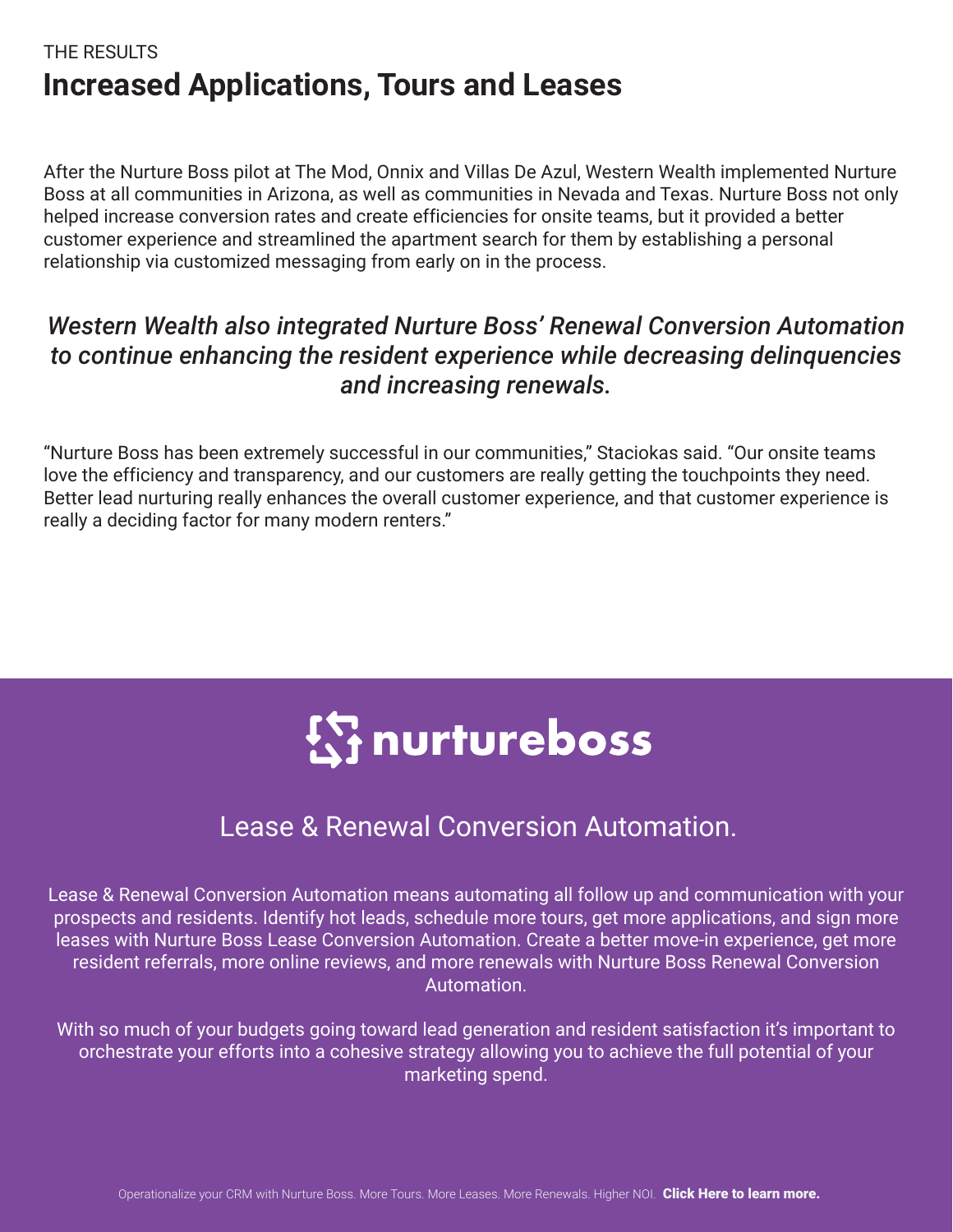THE RESULTS

# Increased Applications, Tours and Leases

After the Nurture Boss pilot at The Mod, Onnix and Villas De Azul, Western Wealth implemented Nurture Boss at all communities in Arizona, as well as communities in Nevada and Texas. Nurture Boss not only helped increase conversion rates and create efficiencies for onsite teams, but it provided a better customer experience and streamlined the apartment search for them by establishing a personal relationship via customized messaging from early on in the process.

*Western Wealth also integrated Nurture Boss' Renewal Conversion Automation to continue enhancing the resident experience while decreasing delinquencies and increasing renewals.*

"Nurture Boss has been extremely successful in our communities," Staciokas said. "Our onsite teams love the efficiency and transparency, and our customers are really getting the touchpoints they need. Better lead nurturing really enhances the overall customer experience, and that customer experience is really a deciding factor for many modern renters."

nurtureboss

## Lease & Renewal Conversion Automation.

Lease & Renewal Conversion Automation means automating all follow up and communication with your prospects and residents. Identify hot leads, schedule more tours, get more applications, and sign more leases with Nurture Boss Lease Conversion Automation. Create a better move-in experience, get more resident referrals, more online reviews, and more renewals with Nurture Boss Renewal Conversion Automation.

With so much of your budgets going toward lead generation and resident satisfaction it's important to orchestrate your efforts into a cohesive strategy allowing you to achieve the full potential of your marketing spend.

Operationalize your CRM with Nurture Boss. More Tours. More Leases. More Renewals. Higher NOI. **Click Here to learn more.**